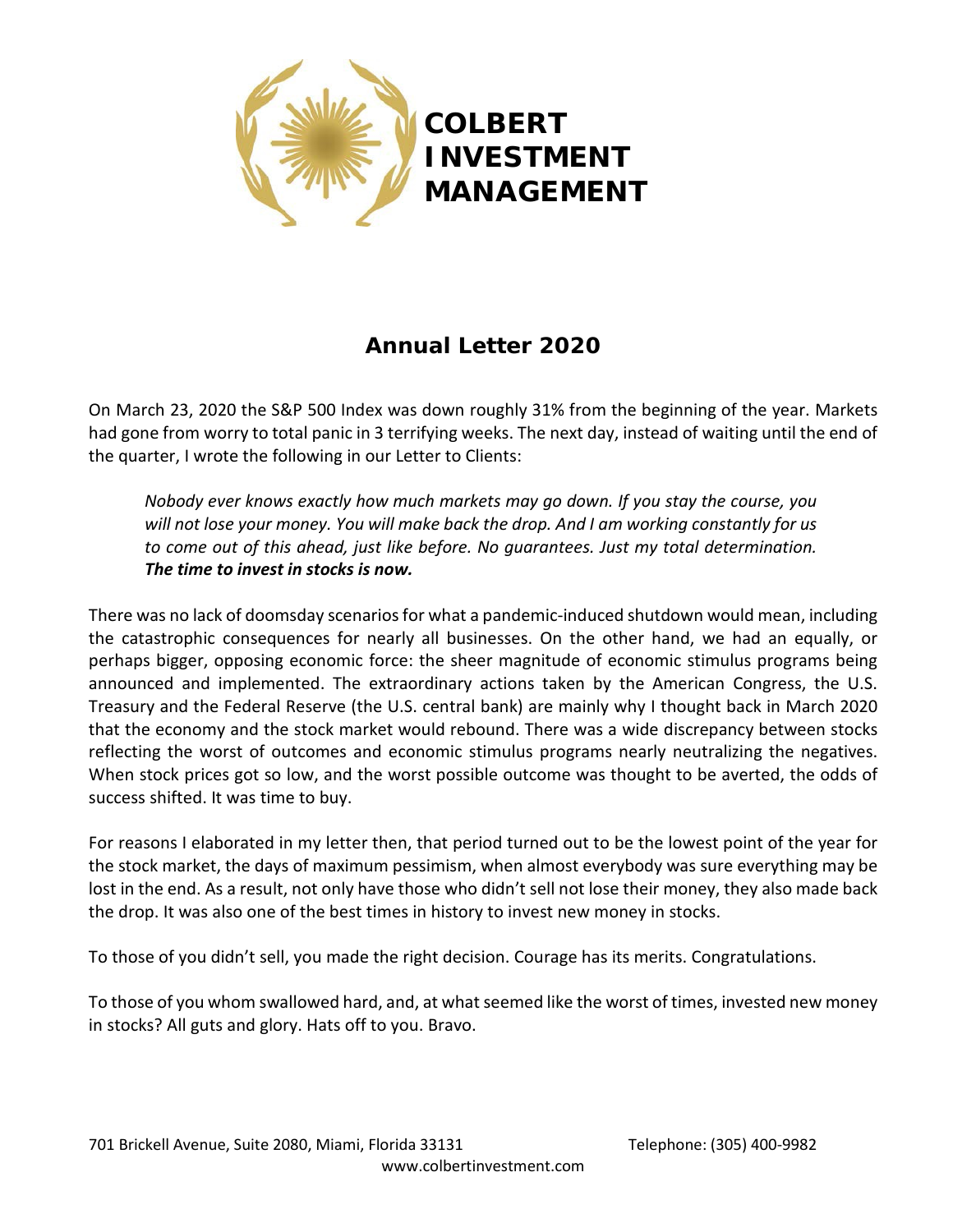# COLBERT INVESTMENT MANAGEMENT

## Annual Letter 2020

On March 23, 2020 the S&P 500 Index was down roughly 31% from the beginning of the year. Markets had gone from worry to total panic in 3 terrifying weeks. The next day, instead of waiting until the end of the quarter, I wrote the following in our Letter to Clients:

> *Nobody ever knows exactly how much markets may go down. If you stay the course, you will not lose your money. You will make back the drop. And I am working constantly for us to come out of this ahead, just like before. No guarantees. Just my total determination.*
> ***The time to invest in stocks is now.***

There was no lack of doomsday scenarios for what a pandemic-induced shutdown would mean, including the catastrophic consequences for nearly all businesses. On the other hand, we had an equally, or perhaps bigger, opposing economic force: the sheer magnitude of economic stimulus programs being announced and implemented. The extraordinary actions taken by the American Congress, the U.S. Treasury and the Federal Reserve (the U.S. central bank) are mainly why I thought back in March 2020 that the economy and the stock market would rebound. There was a wide discrepancy between stocks reflecting the worst of outcomes and economic stimulus programs nearly neutralizing the negatives. When stock prices got so low, and the worst possible outcome was thought to be averted, the odds of success shifted. It was time to buy.

For reasons I elaborated in my letter then, that period turned out to be the lowest point of the year for the stock market, the days of maximum pessimism, when almost everybody was sure everything may be lost in the end. As a result, not only have those who didn't sell not lose their money, they also made back the drop. It was also one of the best times in history to invest new money in stocks.

To those of you didn't sell, you made the right decision. Courage has its merits. Congratulations.

To those of you whom swallowed hard, and, at what seemed like the worst of times, invested new money in stocks? All guts and glory. Hats off to you. Bravo.

701 Brickell Avenue, Suite 2080, Miami, Florida 33131 Telephone: (305) 400-9982
www.colbertinvestment.com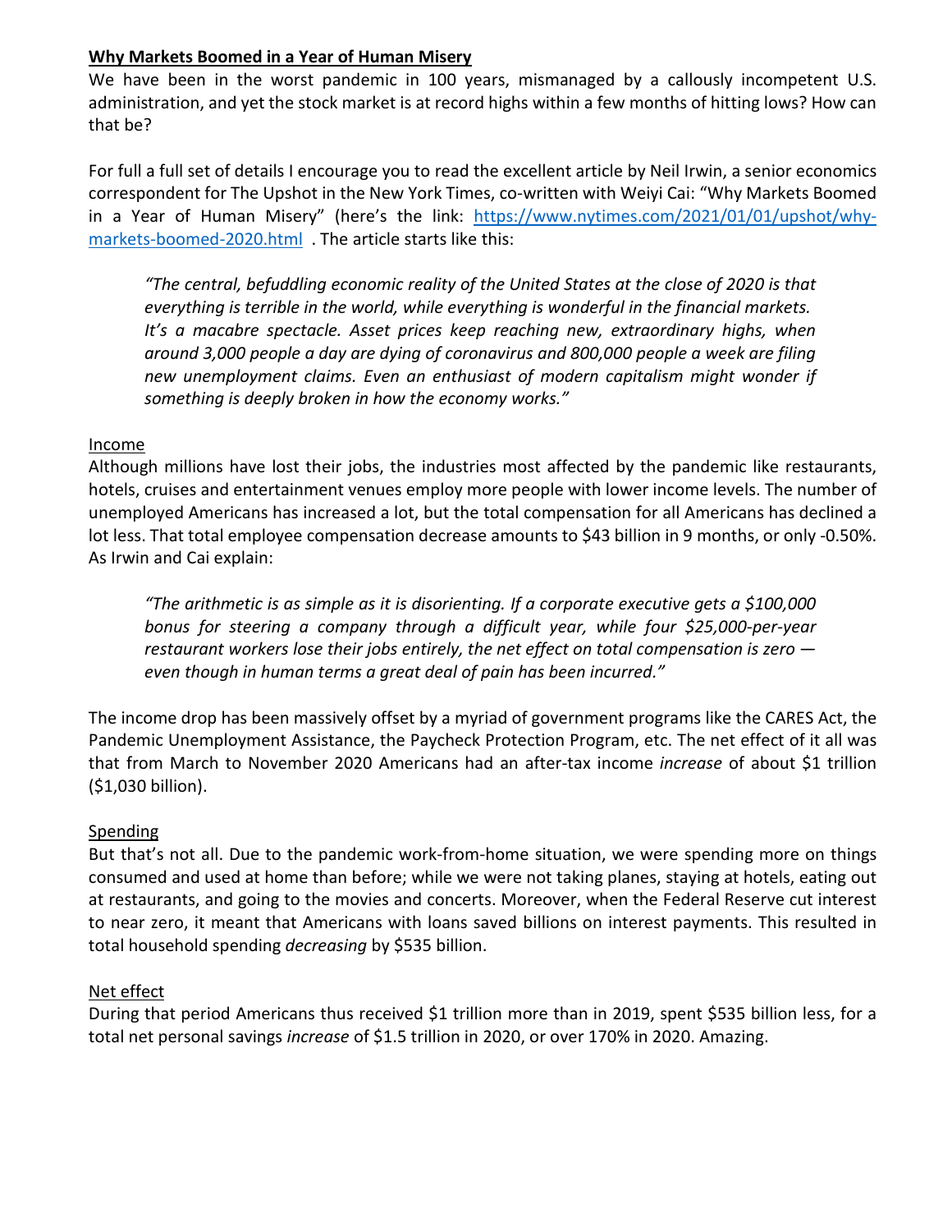**<u>Why Markets Boomed in a Year of Human Misery</u>**

We have been in the worst pandemic in 100 years, mismanaged by a callously incompetent U.S. administration, and yet the stock market is at record highs within a few months of hitting lows? How can that be?

For full a full set of details I encourage you to read the excellent article by Neil Irwin, a senior economics correspondent for The Upshot in the New York Times, co-written with Weiyi Cai: "Why Markets Boomed in a Year of Human Misery" (here's the link: [https://www.nytimes.com/2021/01/01/upshot/why-markets-boomed-2020.html](https://www.nytimes.com/2021/01/01/upshot/why-markets-boomed-2020.html) . The article starts like this:

> *"The central, befuddling economic reality of the United States at the close of 2020 is that everything is terrible in the world, while everything is wonderful in the financial markets. It's a macabre spectacle. Asset prices keep reaching new, extraordinary highs, when around 3,000 people a day are dying of coronavirus and 800,000 people a week are filing new unemployment claims. Even an enthusiast of modern capitalism might wonder if something is deeply broken in how the economy works."*

<u>Income</u>

Although millions have lost their jobs, the industries most affected by the pandemic like restaurants, hotels, cruises and entertainment venues employ more people with lower income levels. The number of unemployed Americans has increased a lot, but the total compensation for all Americans has declined a lot less. That total employee compensation decrease amounts to $43 billion in 9 months, or only -0.50%. As Irwin and Cai explain:

> *"The arithmetic is as simple as it is disorienting. If a corporate executive gets a $100,000 bonus for steering a company through a difficult year, while four $25,000-per-year restaurant workers lose their jobs entirely, the net effect on total compensation is zero — even though in human terms a great deal of pain has been incurred."*

The income drop has been massively offset by a myriad of government programs like the CARES Act, the Pandemic Unemployment Assistance, the Paycheck Protection Program, etc. The net effect of it all was that from March to November 2020 Americans had an after-tax income *increase* of about $1 trillion ($1,030 billion).

<u>Spending</u>

But that's not all. Due to the pandemic work-from-home situation, we were spending more on things consumed and used at home than before; while we were not taking planes, staying at hotels, eating out at restaurants, and going to the movies and concerts. Moreover, when the Federal Reserve cut interest to near zero, it meant that Americans with loans saved billions on interest payments. This resulted in total household spending *decreasing* by $535 billion.

<u>Net effect</u>

During that period Americans thus received $1 trillion more than in 2019, spent $535 billion less, for a total net personal savings *increase* of $1.5 trillion in 2020, or over 170% in 2020. Amazing.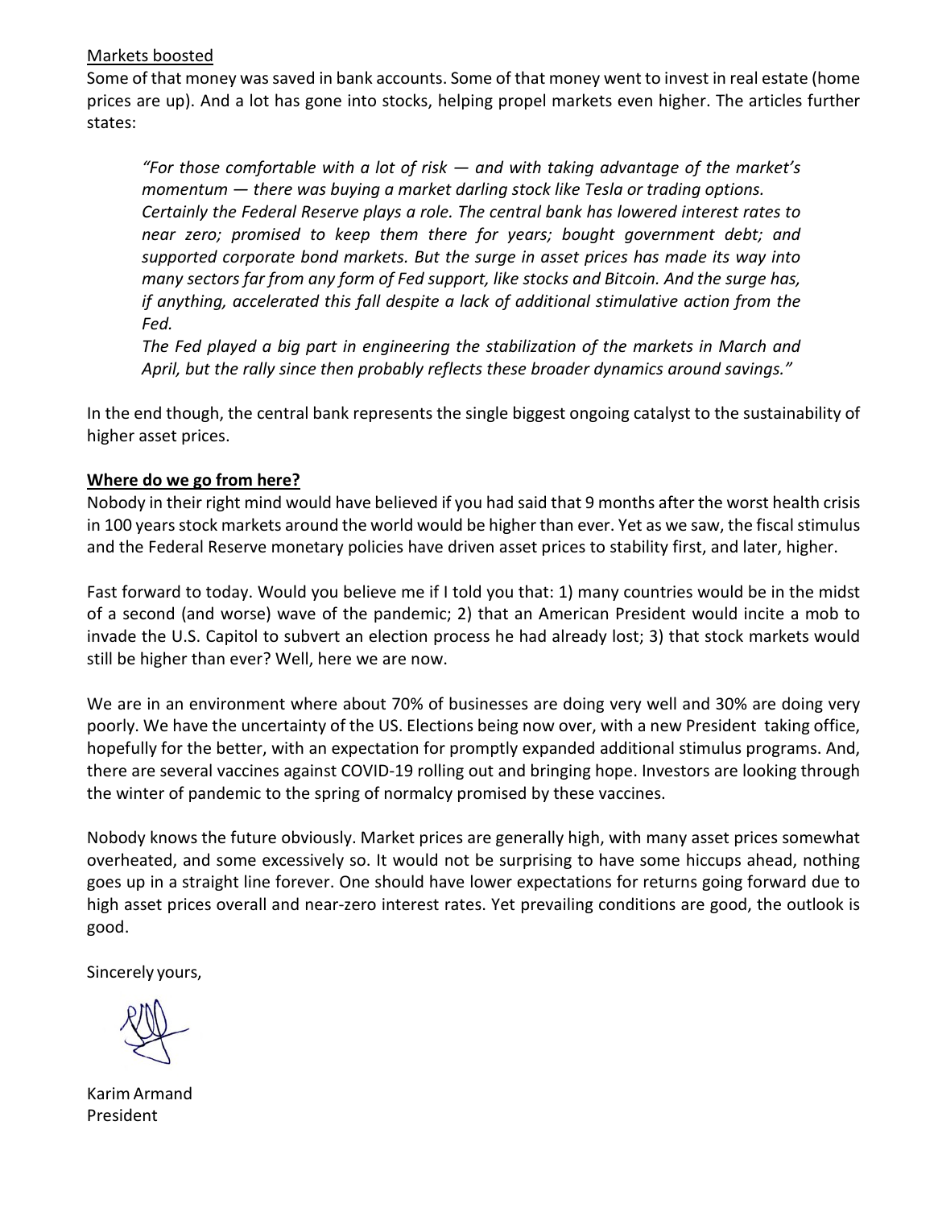<u>Markets boosted</u>

Some of that money was saved in bank accounts. Some of that money went to invest in real estate (home prices are up). And a lot has gone into stocks, helping propel markets even higher. The articles further states:

> *"For those comfortable with a lot of risk — and with taking advantage of the market's momentum — there was buying a market darling stock like Tesla or trading options.*
> *Certainly the Federal Reserve plays a role. The central bank has lowered interest rates to near zero; promised to keep them there for years; bought government debt; and supported corporate bond markets. But the surge in asset prices has made its way into many sectors far from any form of Fed support, like stocks and Bitcoin. And the surge has, if anything, accelerated this fall despite a lack of additional stimulative action from the Fed.*
> *The Fed played a big part in engineering the stabilization of the markets in March and April, but the rally since then probably reflects these broader dynamics around savings."*

In the end though, the central bank represents the single biggest ongoing catalyst to the sustainability of higher asset prices.

## **<u>Where do we go from here?</u>**

Nobody in their right mind would have believed if you had said that 9 months after the worst health crisis in 100 years stock markets around the world would be higher than ever. Yet as we saw, the fiscal stimulus and the Federal Reserve monetary policies have driven asset prices to stability first, and later, higher.

Fast forward to today. Would you believe me if I told you that: 1) many countries would be in the midst of a second (and worse) wave of the pandemic; 2) that an American President would incite a mob to invade the U.S. Capitol to subvert an election process he had already lost; 3) that stock markets would still be higher than ever? Well, here we are now.

We are in an environment where about 70% of businesses are doing very well and 30% are doing very poorly. We have the uncertainty of the US. Elections being now over, with a new President taking office, hopefully for the better, with an expectation for promptly expanded additional stimulus programs. And, there are several vaccines against COVID-19 rolling out and bringing hope. Investors are looking through the winter of pandemic to the spring of normalcy promised by these vaccines.

Nobody knows the future obviously. Market prices are generally high, with many asset prices somewhat overheated, and some excessively so. It would not be surprising to have some hiccups ahead, nothing goes up in a straight line forever. One should have lower expectations for returns going forward due to high asset prices overall and near-zero interest rates. Yet prevailing conditions are good, the outlook is good.

Sincerely yours,

Karim Armand
President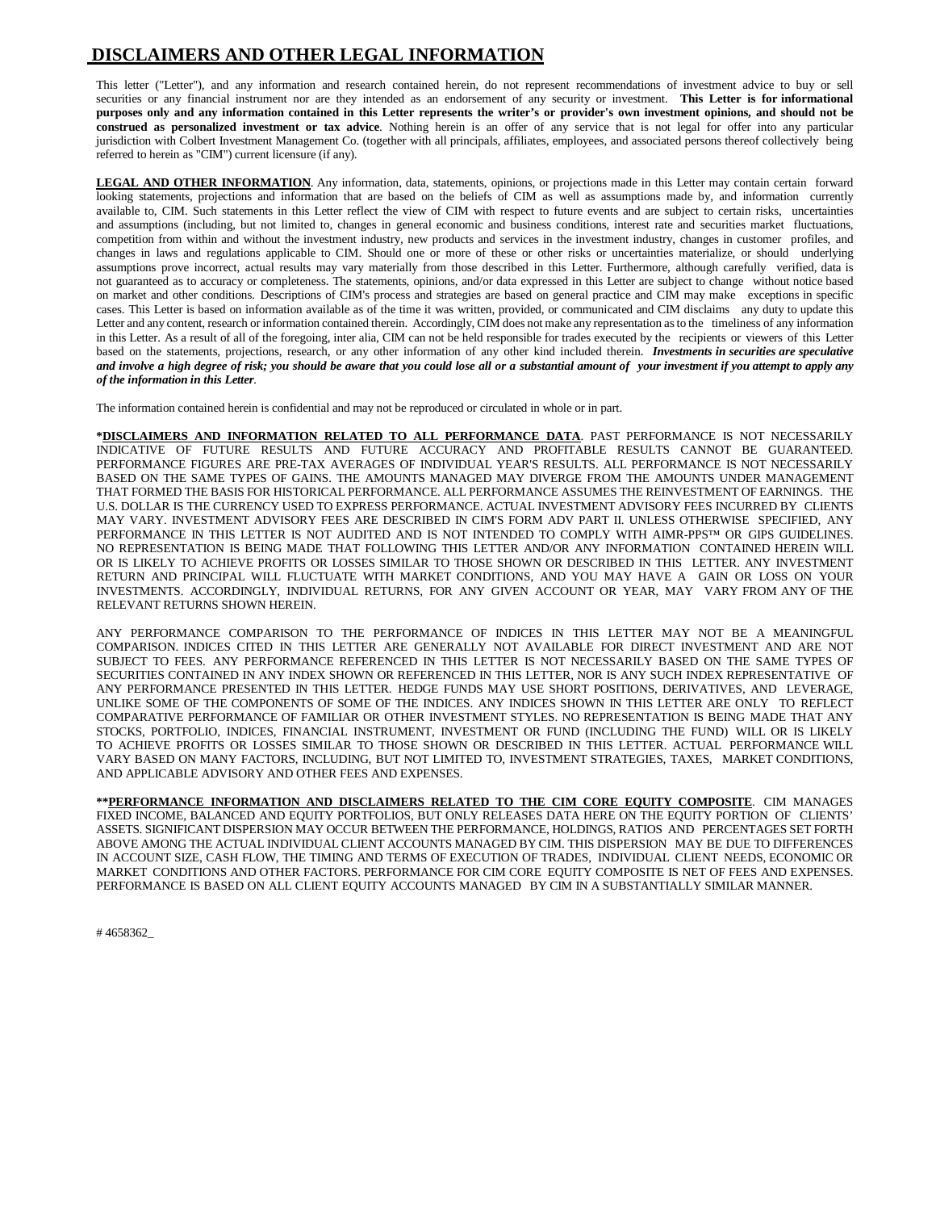# DISCLAIMERS AND OTHER LEGAL INFORMATION

This letter ("Letter"), and any information and research contained herein, do not represent recommendations of investment advice to buy or sell securities or any financial instrument nor are they intended as an endorsement of any security or investment. **This Letter is for informational purposes only and any information contained in this Letter represents the writer's or provider's own investment opinions, and should not be construed as personalized investment or tax advice**. Nothing herein is an offer of any service that is not legal for offer into any particular jurisdiction with Colbert Investment Management Co. (together with all principals, affiliates, employees, and associated persons thereof collectively being referred to herein as "CIM") current licensure (if any).

**LEGAL AND OTHER INFORMATION**. Any information, data, statements, opinions, or projections made in this Letter may contain certain forward looking statements, projections and information that are based on the beliefs of CIM as well as assumptions made by, and information currently available to, CIM. Such statements in this Letter reflect the view of CIM with respect to future events and are subject to certain risks, uncertainties and assumptions (including, but not limited to, changes in general economic and business conditions, interest rate and securities market fluctuations, competition from within and without the investment industry, new products and services in the investment industry, changes in customer profiles, and changes in laws and regulations applicable to CIM. Should one or more of these or other risks or uncertainties materialize, or should underlying assumptions prove incorrect, actual results may vary materially from those described in this Letter. Furthermore, although carefully verified, data is not guaranteed as to accuracy or completeness. The statements, opinions, and/or data expressed in this Letter are subject to change without notice based on market and other conditions. Descriptions of CIM's process and strategies are based on general practice and CIM may make exceptions in specific cases. This Letter is based on information available as of the time it was written, provided, or communicated and CIM disclaims any duty to update this Letter and any content, research or information contained therein. Accordingly, CIM does not make any representation as to the timeliness of any information in this Letter. As a result of all of the foregoing, inter alia, CIM can not be held responsible for trades executed by the recipients or viewers of this Letter based on the statements, projections, research, or any other information of any other kind included therein. ***Investments in securities are speculative and involve a high degree of risk; you should be aware that you could lose all or a substantial amount of your investment if you attempt to apply any of the information in this Letter***.

The information contained herein is confidential and may not be reproduced or circulated in whole or in part.

**\*DISCLAIMERS AND INFORMATION RELATED TO ALL PERFORMANCE DATA**. PAST PERFORMANCE IS NOT NECESSARILY INDICATIVE OF FUTURE RESULTS AND FUTURE ACCURACY AND PROFITABLE RESULTS CANNOT BE GUARANTEED. PERFORMANCE FIGURES ARE PRE-TAX AVERAGES OF INDIVIDUAL YEAR'S RESULTS. ALL PERFORMANCE IS NOT NECESSARILY BASED ON THE SAME TYPES OF GAINS. THE AMOUNTS MANAGED MAY DIVERGE FROM THE AMOUNTS UNDER MANAGEMENT THAT FORMED THE BASIS FOR HISTORICAL PERFORMANCE. ALL PERFORMANCE ASSUMES THE REINVESTMENT OF EARNINGS. THE U.S. DOLLAR IS THE CURRENCY USED TO EXPRESS PERFORMANCE. ACTUAL INVESTMENT ADVISORY FEES INCURRED BY CLIENTS MAY VARY. INVESTMENT ADVISORY FEES ARE DESCRIBED IN CIM'S FORM ADV PART II. UNLESS OTHERWISE SPECIFIED, ANY PERFORMANCE IN THIS LETTER IS NOT AUDITED AND IS NOT INTENDED TO COMPLY WITH AIMR-PPS™ OR GIPS GUIDELINES. NO REPRESENTATION IS BEING MADE THAT FOLLOWING THIS LETTER AND/OR ANY INFORMATION CONTAINED HEREIN WILL OR IS LIKELY TO ACHIEVE PROFITS OR LOSSES SIMILAR TO THOSE SHOWN OR DESCRIBED IN THIS LETTER. ANY INVESTMENT RETURN AND PRINCIPAL WILL FLUCTUATE WITH MARKET CONDITIONS, AND YOU MAY HAVE A GAIN OR LOSS ON YOUR INVESTMENTS. ACCORDINGLY, INDIVIDUAL RETURNS, FOR ANY GIVEN ACCOUNT OR YEAR, MAY VARY FROM ANY OF THE RELEVANT RETURNS SHOWN HEREIN.

ANY PERFORMANCE COMPARISON TO THE PERFORMANCE OF INDICES IN THIS LETTER MAY NOT BE A MEANINGFUL COMPARISON. INDICES CITED IN THIS LETTER ARE GENERALLY NOT AVAILABLE FOR DIRECT INVESTMENT AND ARE NOT SUBJECT TO FEES. ANY PERFORMANCE REFERENCED IN THIS LETTER IS NOT NECESSARILY BASED ON THE SAME TYPES OF SECURITIES CONTAINED IN ANY INDEX SHOWN OR REFERENCED IN THIS LETTER, NOR IS ANY SUCH INDEX REPRESENTATIVE OF ANY PERFORMANCE PRESENTED IN THIS LETTER. HEDGE FUNDS MAY USE SHORT POSITIONS, DERIVATIVES, AND LEVERAGE, UNLIKE SOME OF THE COMPONENTS OF SOME OF THE INDICES. ANY INDICES SHOWN IN THIS LETTER ARE ONLY TO REFLECT COMPARATIVE PERFORMANCE OF FAMILIAR OR OTHER INVESTMENT STYLES. NO REPRESENTATION IS BEING MADE THAT ANY STOCKS, PORTFOLIO, INDICES, FINANCIAL INSTRUMENT, INVESTMENT OR FUND (INCLUDING THE FUND) WILL OR IS LIKELY TO ACHIEVE PROFITS OR LOSSES SIMILAR TO THOSE SHOWN OR DESCRIBED IN THIS LETTER. ACTUAL PERFORMANCE WILL VARY BASED ON MANY FACTORS, INCLUDING, BUT NOT LIMITED TO, INVESTMENT STRATEGIES, TAXES, MARKET CONDITIONS, AND APPLICABLE ADVISORY AND OTHER FEES AND EXPENSES.

**\*\*PERFORMANCE INFORMATION AND DISCLAIMERS RELATED TO THE CIM CORE EQUITY COMPOSITE**. CIM MANAGES FIXED INCOME, BALANCED AND EQUITY PORTFOLIOS, BUT ONLY RELEASES DATA HERE ON THE EQUITY PORTION OF CLIENTS' ASSETS. SIGNIFICANT DISPERSION MAY OCCUR BETWEEN THE PERFORMANCE, HOLDINGS, RATIOS AND PERCENTAGES SET FORTH ABOVE AMONG THE ACTUAL INDIVIDUAL CLIENT ACCOUNTS MANAGED BY CIM. THIS DISPERSION MAY BE DUE TO DIFFERENCES IN ACCOUNT SIZE, CASH FLOW, THE TIMING AND TERMS OF EXECUTION OF TRADES, INDIVIDUAL CLIENT NEEDS, ECONOMIC OR MARKET CONDITIONS AND OTHER FACTORS. PERFORMANCE FOR CIM CORE EQUITY COMPOSITE IS NET OF FEES AND EXPENSES. PERFORMANCE IS BASED ON ALL CLIENT EQUITY ACCOUNTS MANAGED BY CIM IN A SUBSTANTIALLY SIMILAR MANNER.

# 4658362_